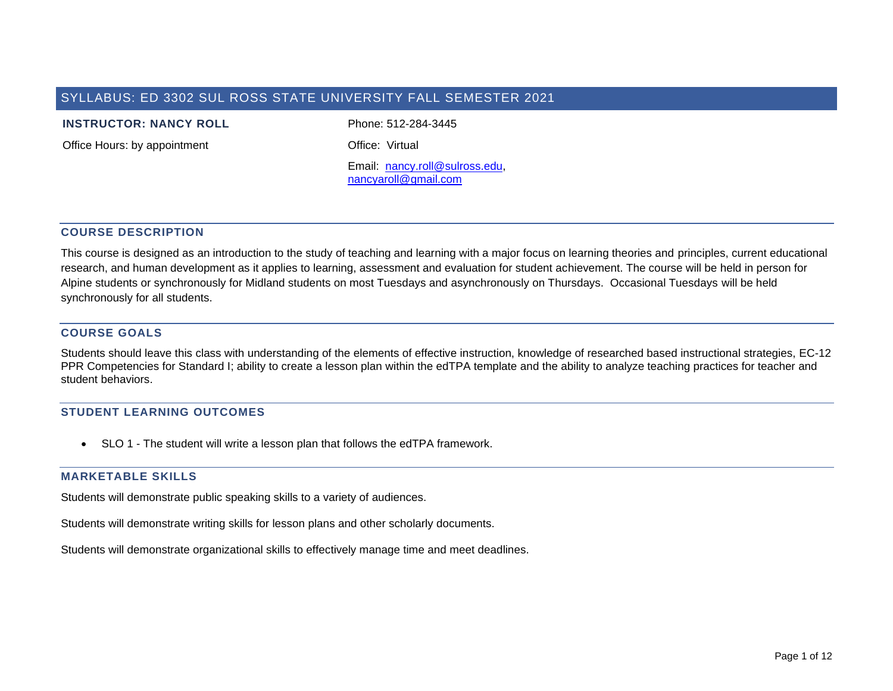# SYLLABUS: ED 3302 SUL ROSS STATE UNIVERSITY FALL SEMESTER 2021

**INSTRUCTOR: NANCY ROLL**

Office Hours: by appointment

Phone: 512-284-3445

Office: Virtual

Email: nancy.roll@sulross.edu, nancyaroll@gmail.com

## COURSE DESCRIPTION

This course is designed as an introduction to the study of teaching and learning with a major focus on learning theories and principles, current educational research, and human development as it applies to learning, assessment and evaluation for student achievement. The course will be held in person for Alpine students or synchronously for Midland students on most Tuesdays and asynchronously on Thursdays. Occasional Tuesdays will be held synchronously for all students.

## COURSE GOALS

Students should leave this class with understanding of the elements of effective instruction, knowledge of researched based instructional strategies, EC-12 PPR Competencies for Standard I; ability to create a lesson plan within the edTPA template and the ability to analyze teaching practices for teacher and student behaviors.

## STUDENT LEARNING OUTCOMES

- SLO 1 - The student will write a lesson plan that follows the edTPA framework.

## MARKETABLE SKILLS

Students will demonstrate public speaking skills to a variety of audiences.

Students will demonstrate writing skills for lesson plans and other scholarly documents.

Students will demonstrate organizational skills to effectively manage time and meet deadlines.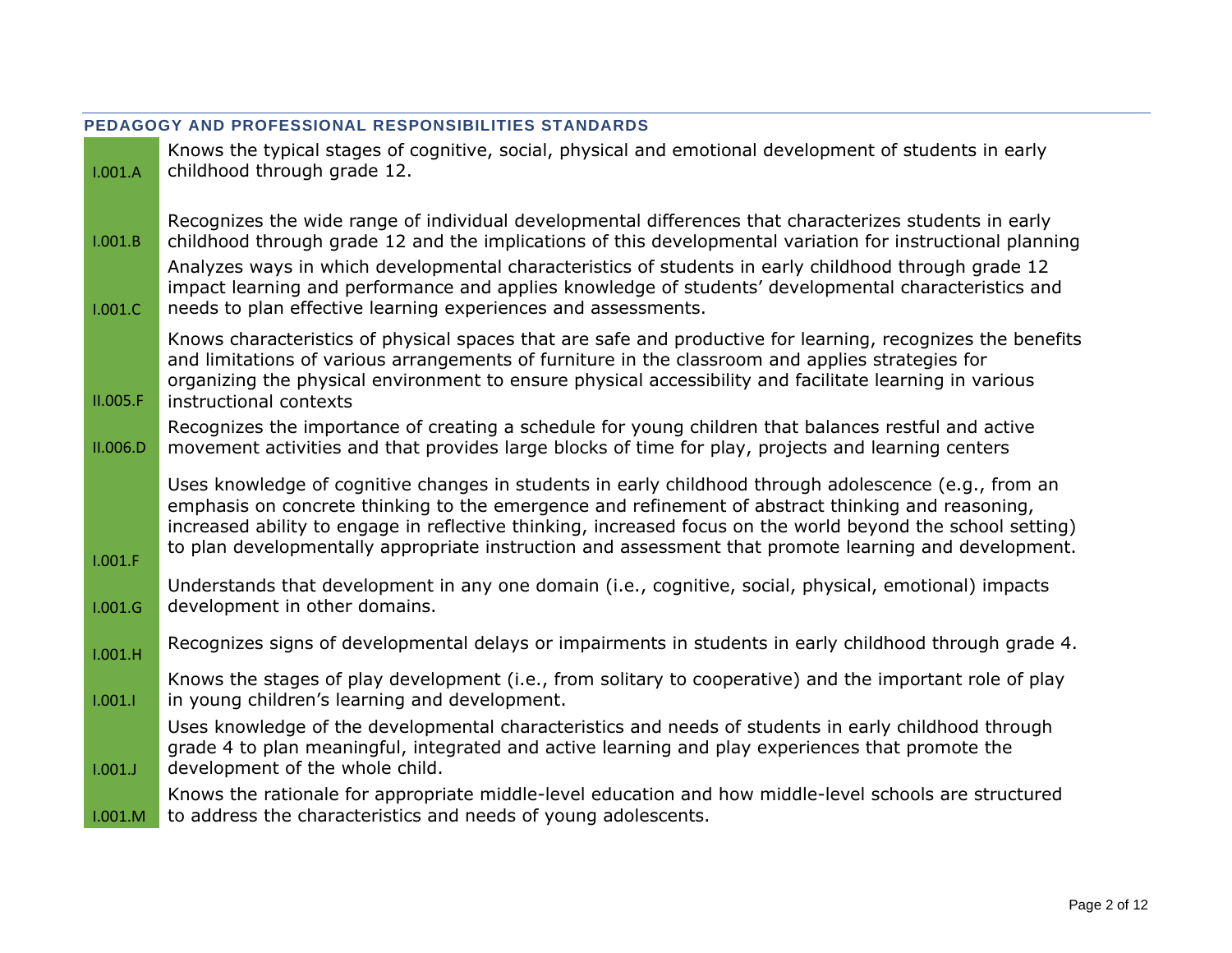## PEDAGOGY AND PROFESSIONAL RESPONSIBILITIES STANDARDS

| | |
|---|---|
| I.001.A | Knows the typical stages of cognitive, social, physical and emotional development of students in early childhood through grade 12. |
| I.001.B | Recognizes the wide range of individual developmental differences that characterizes students in early childhood through grade 12 and the implications of this developmental variation for instructional planning |
| I.001.C | Analyzes ways in which developmental characteristics of students in early childhood through grade 12 impact learning and performance and applies knowledge of students' developmental characteristics and needs to plan effective learning experiences and assessments. |
| II.005.F | Knows characteristics of physical spaces that are safe and productive for learning, recognizes the benefits and limitations of various arrangements of furniture in the classroom and applies strategies for organizing the physical environment to ensure physical accessibility and facilitate learning in various instructional contexts |
| II.006.D | Recognizes the importance of creating a schedule for young children that balances restful and active movement activities and that provides large blocks of time for play, projects and learning centers |
| I.001.F | Uses knowledge of cognitive changes in students in early childhood through adolescence (e.g., from an emphasis on concrete thinking to the emergence and refinement of abstract thinking and reasoning, increased ability to engage in reflective thinking, increased focus on the world beyond the school setting) to plan developmentally appropriate instruction and assessment that promote learning and development. |
| I.001.G | Understands that development in any one domain (i.e., cognitive, social, physical, emotional) impacts development in other domains. |
| I.001.H | Recognizes signs of developmental delays or impairments in students in early childhood through grade 4. |
| I.001.I | Knows the stages of play development (i.e., from solitary to cooperative) and the important role of play in young children's learning and development. |
| I.001.J | Uses knowledge of the developmental characteristics and needs of students in early childhood through grade 4 to plan meaningful, integrated and active learning and play experiences that promote the development of the whole child. |
| I.001.M | Knows the rationale for appropriate middle-level education and how middle-level schools are structured to address the characteristics and needs of young adolescents. |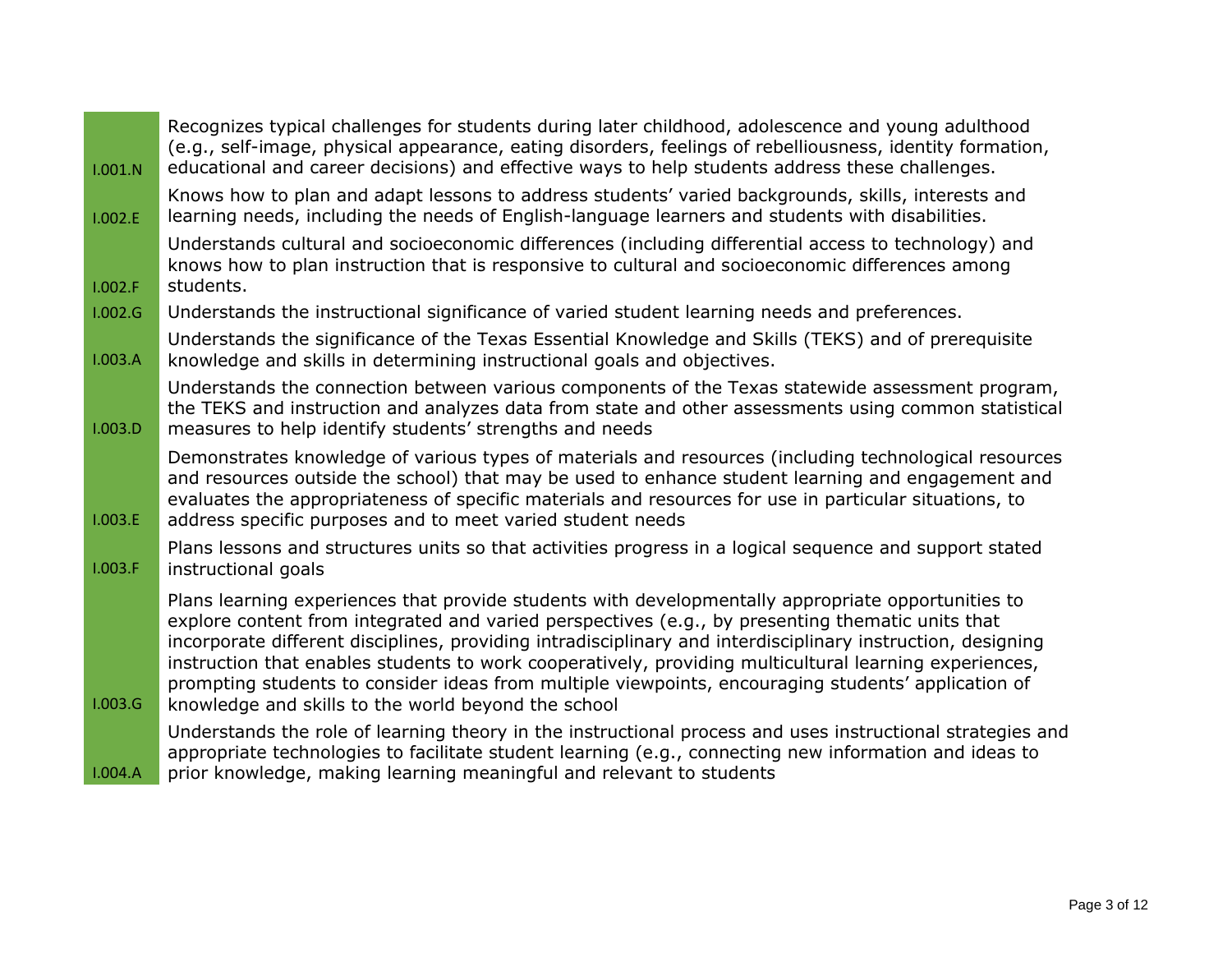| | |
|---|---|
| I.001.N | Recognizes typical challenges for students during later childhood, adolescence and young adulthood (e.g., self-image, physical appearance, eating disorders, feelings of rebelliousness, identity formation, educational and career decisions) and effective ways to help students address these challenges. |
| I.002.E | Knows how to plan and adapt lessons to address students' varied backgrounds, skills, interests and learning needs, including the needs of English-language learners and students with disabilities. |
| I.002.F | Understands cultural and socioeconomic differences (including differential access to technology) and knows how to plan instruction that is responsive to cultural and socioeconomic differences among students. |
| I.002.G | Understands the instructional significance of varied student learning needs and preferences. |
| I.003.A | Understands the significance of the Texas Essential Knowledge and Skills (TEKS) and of prerequisite knowledge and skills in determining instructional goals and objectives. |
| I.003.D | Understands the connection between various components of the Texas statewide assessment program, the TEKS and instruction and analyzes data from state and other assessments using common statistical measures to help identify students' strengths and needs |
| I.003.E | Demonstrates knowledge of various types of materials and resources (including technological resources and resources outside the school) that may be used to enhance student learning and engagement and evaluates the appropriateness of specific materials and resources for use in particular situations, to address specific purposes and to meet varied student needs |
| I.003.F | Plans lessons and structures units so that activities progress in a logical sequence and support stated instructional goals |
| I.003.G | Plans learning experiences that provide students with developmentally appropriate opportunities to explore content from integrated and varied perspectives (e.g., by presenting thematic units that incorporate different disciplines, providing intradisciplinary and interdisciplinary instruction, designing instruction that enables students to work cooperatively, providing multicultural learning experiences, prompting students to consider ideas from multiple viewpoints, encouraging students' application of knowledge and skills to the world beyond the school |
| I.004.A | Understands the role of learning theory in the instructional process and uses instructional strategies and appropriate technologies to facilitate student learning (e.g., connecting new information and ideas to prior knowledge, making learning meaningful and relevant to students |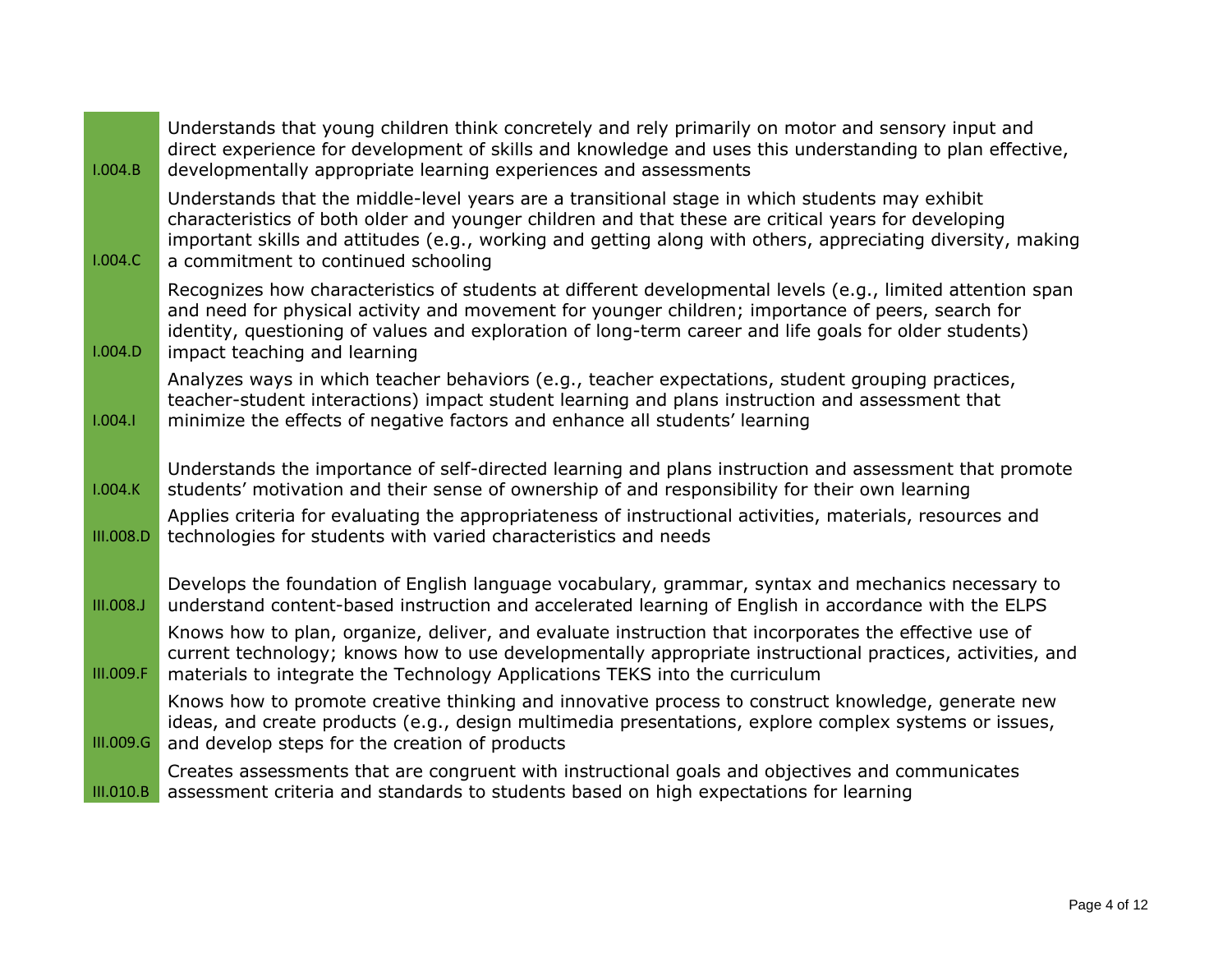| | |
|---|---|
| I.004.B | Understands that young children think concretely and rely primarily on motor and sensory input and direct experience for development of skills and knowledge and uses this understanding to plan effective, developmentally appropriate learning experiences and assessments |
| I.004.C | Understands that the middle-level years are a transitional stage in which students may exhibit characteristics of both older and younger children and that these are critical years for developing important skills and attitudes (e.g., working and getting along with others, appreciating diversity, making a commitment to continued schooling |
| I.004.D | Recognizes how characteristics of students at different developmental levels (e.g., limited attention span and need for physical activity and movement for younger children; importance of peers, search for identity, questioning of values and exploration of long-term career and life goals for older students) impact teaching and learning |
| I.004.I | Analyzes ways in which teacher behaviors (e.g., teacher expectations, student grouping practices, teacher-student interactions) impact student learning and plans instruction and assessment that minimize the effects of negative factors and enhance all students' learning |
| I.004.K | Understands the importance of self-directed learning and plans instruction and assessment that promote students' motivation and their sense of ownership of and responsibility for their own learning |
| III.008.D | Applies criteria for evaluating the appropriateness of instructional activities, materials, resources and technologies for students with varied characteristics and needs |
| III.008.J | Develops the foundation of English language vocabulary, grammar, syntax and mechanics necessary to understand content-based instruction and accelerated learning of English in accordance with the ELPS |
| III.009.F | Knows how to plan, organize, deliver, and evaluate instruction that incorporates the effective use of current technology; knows how to use developmentally appropriate instructional practices, activities, and materials to integrate the Technology Applications TEKS into the curriculum |
| III.009.G | Knows how to promote creative thinking and innovative process to construct knowledge, generate new ideas, and create products (e.g., design multimedia presentations, explore complex systems or issues, and develop steps for the creation of products |
| III.010.B | Creates assessments that are congruent with instructional goals and objectives and communicates assessment criteria and standards to students based on high expectations for learning |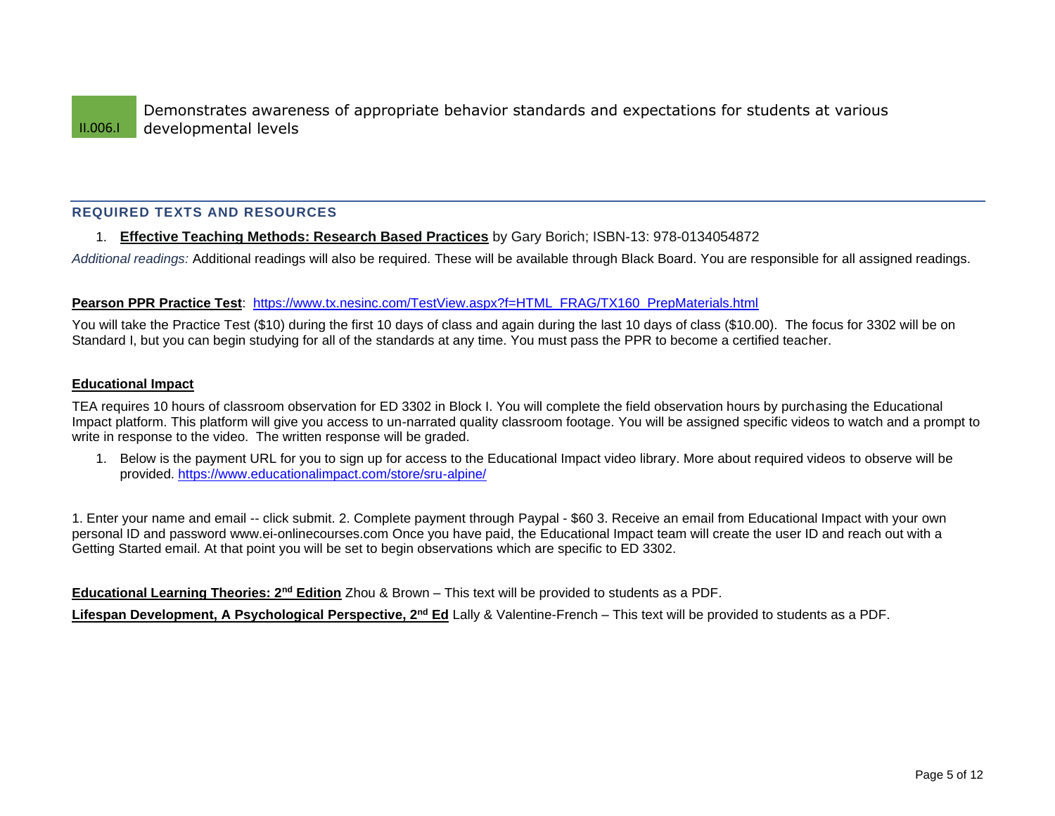| II.006.I | Demonstrates awareness of appropriate behavior standards and expectations for students at various developmental levels |
|---|---|

## REQUIRED TEXTS AND RESOURCES

1. **Effective Teaching Methods: Research Based Practices** by Gary Borich; ISBN-13: 978-0134054872

*Additional readings:* Additional readings will also be required. These will be available through Black Board. You are responsible for all assigned readings.

**Pearson PPR Practice Test**: https://www.tx.nesinc.com/TestView.aspx?f=HTML_FRAG/TX160_PrepMaterials.html

You will take the Practice Test ($10) during the first 10 days of class and again during the last 10 days of class ($10.00). The focus for 3302 will be on Standard I, but you can begin studying for all of the standards at any time. You must pass the PPR to become a certified teacher.

**Educational Impact**

TEA requires 10 hours of classroom observation for ED 3302 in Block I. You will complete the field observation hours by purchasing the Educational Impact platform. This platform will give you access to un-narrated quality classroom footage. You will be assigned specific videos to watch and a prompt to write in response to the video. The written response will be graded.

1. Below is the payment URL for you to sign up for access to the Educational Impact video library. More about required videos to observe will be provided. https://www.educationalimpact.com/store/sru-alpine/

1. Enter your name and email -- click submit. 2. Complete payment through Paypal - $60 3. Receive an email from Educational Impact with your own personal ID and password www.ei-onlinecourses.com Once you have paid, the Educational Impact team will create the user ID and reach out with a Getting Started email. At that point you will be set to begin observations which are specific to ED 3302.

**Educational Learning Theories: 2nd Edition** Zhou & Brown – This text will be provided to students as a PDF.

**Lifespan Development, A Psychological Perspective, 2nd Ed** Lally & Valentine-French – This text will be provided to students as a PDF.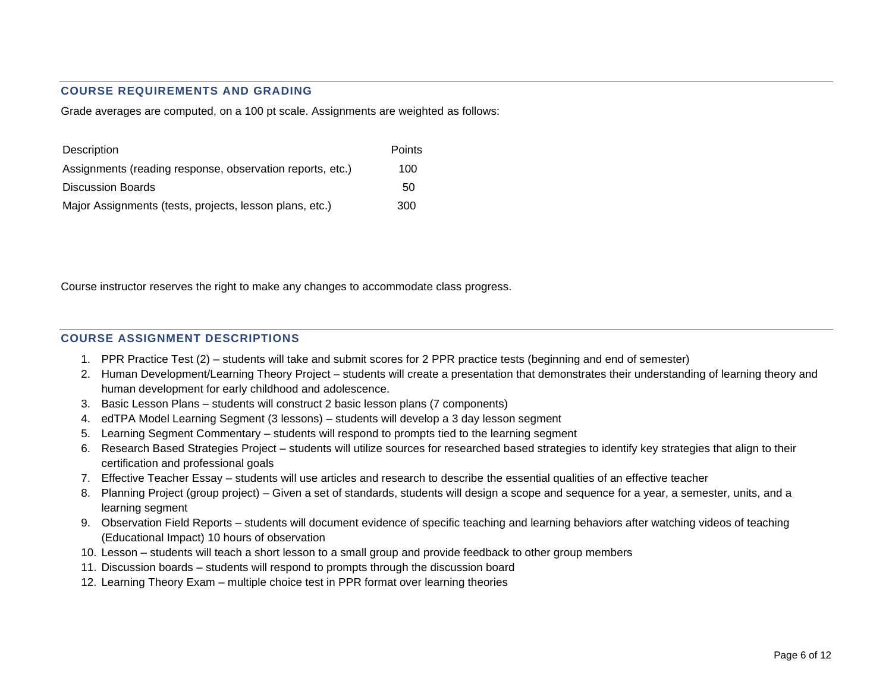## COURSE REQUIREMENTS AND GRADING

Grade averages are computed, on a 100 pt scale. Assignments are weighted as follows:

| Description | Points |
|---|---|
| Assignments (reading response, observation reports, etc.) | 100 |
| Discussion Boards | 50 |
| Major Assignments (tests, projects, lesson plans, etc.) | 300 |

Course instructor reserves the right to make any changes to accommodate class progress.

## COURSE ASSIGNMENT DESCRIPTIONS

1. PPR Practice Test (2) – students will take and submit scores for 2 PPR practice tests (beginning and end of semester)
2. Human Development/Learning Theory Project – students will create a presentation that demonstrates their understanding of learning theory and human development for early childhood and adolescence.
3. Basic Lesson Plans – students will construct 2 basic lesson plans (7 components)
4. edTPA Model Learning Segment (3 lessons) – students will develop a 3 day lesson segment
5. Learning Segment Commentary – students will respond to prompts tied to the learning segment
6. Research Based Strategies Project – students will utilize sources for researched based strategies to identify key strategies that align to their certification and professional goals
7. Effective Teacher Essay – students will use articles and research to describe the essential qualities of an effective teacher
8. Planning Project (group project) – Given a set of standards, students will design a scope and sequence for a year, a semester, units, and a learning segment
9. Observation Field Reports – students will document evidence of specific teaching and learning behaviors after watching videos of teaching (Educational Impact) 10 hours of observation
10. Lesson – students will teach a short lesson to a small group and provide feedback to other group members
11. Discussion boards – students will respond to prompts through the discussion board
12. Learning Theory Exam – multiple choice test in PPR format over learning theories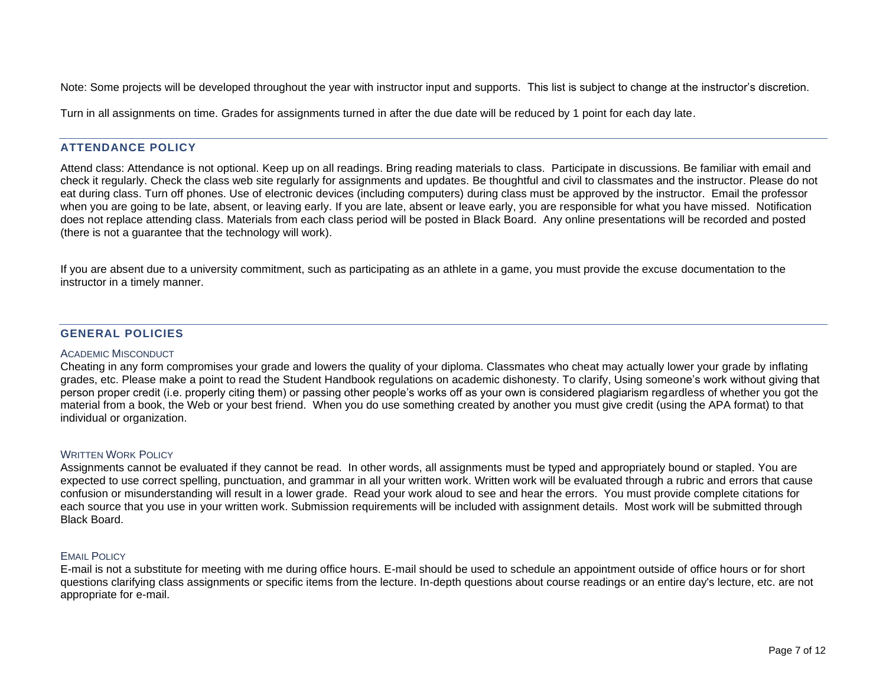Note: Some projects will be developed throughout the year with instructor input and supports. This list is subject to change at the instructor's discretion.

Turn in all assignments on time. Grades for assignments turned in after the due date will be reduced by 1 point for each day late.

## ATTENDANCE POLICY

Attend class: Attendance is not optional. Keep up on all readings. Bring reading materials to class. Participate in discussions. Be familiar with email and check it regularly. Check the class web site regularly for assignments and updates. Be thoughtful and civil to classmates and the instructor. Please do not eat during class. Turn off phones. Use of electronic devices (including computers) during class must be approved by the instructor. Email the professor when you are going to be late, absent, or leaving early. If you are late, absent or leave early, you are responsible for what you have missed. Notification does not replace attending class. Materials from each class period will be posted in Black Board. Any online presentations will be recorded and posted (there is not a guarantee that the technology will work).

If you are absent due to a university commitment, such as participating as an athlete in a game, you must provide the excuse documentation to the instructor in a timely manner.

## GENERAL POLICIES

### Academic Misconduct

Cheating in any form compromises your grade and lowers the quality of your diploma. Classmates who cheat may actually lower your grade by inflating grades, etc. Please make a point to read the Student Handbook regulations on academic dishonesty. To clarify, Using someone's work without giving that person proper credit (i.e. properly citing them) or passing other people's works off as your own is considered plagiarism regardless of whether you got the material from a book, the Web or your best friend. When you do use something created by another you must give credit (using the APA format) to that individual or organization.

### Written Work Policy

Assignments cannot be evaluated if they cannot be read. In other words, all assignments must be typed and appropriately bound or stapled. You are expected to use correct spelling, punctuation, and grammar in all your written work. Written work will be evaluated through a rubric and errors that cause confusion or misunderstanding will result in a lower grade. Read your work aloud to see and hear the errors. You must provide complete citations for each source that you use in your written work. Submission requirements will be included with assignment details. Most work will be submitted through Black Board.

### Email Policy

E-mail is not a substitute for meeting with me during office hours. E-mail should be used to schedule an appointment outside of office hours or for short questions clarifying class assignments or specific items from the lecture. In-depth questions about course readings or an entire day's lecture, etc. are not appropriate for e-mail.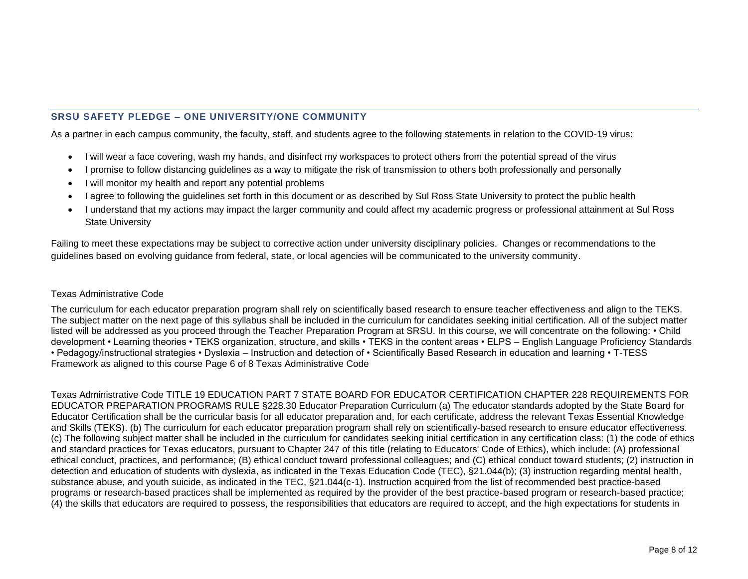## SRSU SAFETY PLEDGE – ONE UNIVERSITY/ONE COMMUNITY

As a partner in each campus community, the faculty, staff, and students agree to the following statements in relation to the COVID-19 virus:

- I will wear a face covering, wash my hands, and disinfect my workspaces to protect others from the potential spread of the virus
- I promise to follow distancing guidelines as a way to mitigate the risk of transmission to others both professionally and personally
- I will monitor my health and report any potential problems
- I agree to following the guidelines set forth in this document or as described by Sul Ross State University to protect the public health
- I understand that my actions may impact the larger community and could affect my academic progress or professional attainment at Sul Ross State University

Failing to meet these expectations may be subject to corrective action under university disciplinary policies. Changes or recommendations to the guidelines based on evolving guidance from federal, state, or local agencies will be communicated to the university community.

Texas Administrative Code

The curriculum for each educator preparation program shall rely on scientifically based research to ensure teacher effectiveness and align to the TEKS. The subject matter on the next page of this syllabus shall be included in the curriculum for candidates seeking initial certification. All of the subject matter listed will be addressed as you proceed through the Teacher Preparation Program at SRSU. In this course, we will concentrate on the following: • Child development • Learning theories • TEKS organization, structure, and skills • TEKS in the content areas • ELPS – English Language Proficiency Standards • Pedagogy/instructional strategies • Dyslexia – Instruction and detection of • Scientifically Based Research in education and learning • T-TESS Framework as aligned to this course Page 6 of 8 Texas Administrative Code

Texas Administrative Code TITLE 19 EDUCATION PART 7 STATE BOARD FOR EDUCATOR CERTIFICATION CHAPTER 228 REQUIREMENTS FOR EDUCATOR PREPARATION PROGRAMS RULE §228.30 Educator Preparation Curriculum (a) The educator standards adopted by the State Board for Educator Certification shall be the curricular basis for all educator preparation and, for each certificate, address the relevant Texas Essential Knowledge and Skills (TEKS). (b) The curriculum for each educator preparation program shall rely on scientifically-based research to ensure educator effectiveness. (c) The following subject matter shall be included in the curriculum for candidates seeking initial certification in any certification class: (1) the code of ethics and standard practices for Texas educators, pursuant to Chapter 247 of this title (relating to Educators' Code of Ethics), which include: (A) professional ethical conduct, practices, and performance; (B) ethical conduct toward professional colleagues; and (C) ethical conduct toward students; (2) instruction in detection and education of students with dyslexia, as indicated in the Texas Education Code (TEC), §21.044(b); (3) instruction regarding mental health, substance abuse, and youth suicide, as indicated in the TEC, §21.044(c-1). Instruction acquired from the list of recommended best practice-based programs or research-based practices shall be implemented as required by the provider of the best practice-based program or research-based practice; (4) the skills that educators are required to possess, the responsibilities that educators are required to accept, and the high expectations for students in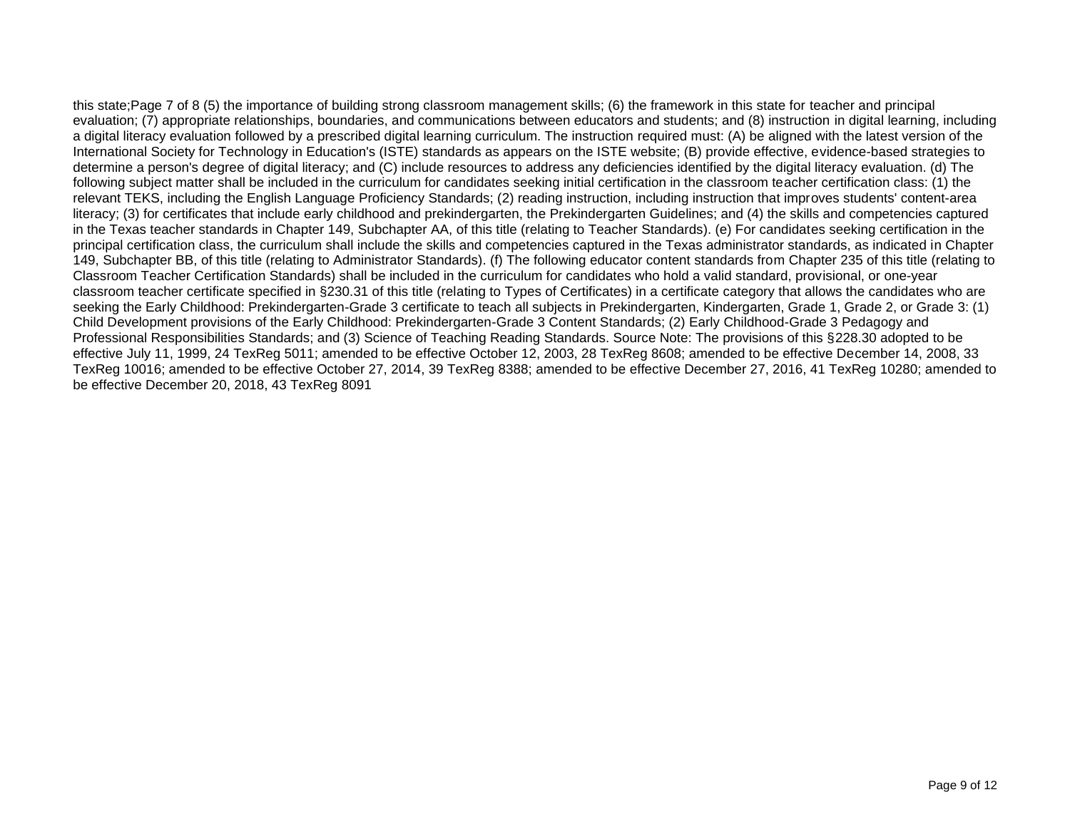this state;Page 7 of 8 (5) the importance of building strong classroom management skills; (6) the framework in this state for teacher and principal evaluation; (7) appropriate relationships, boundaries, and communications between educators and students; and (8) instruction in digital learning, including a digital literacy evaluation followed by a prescribed digital learning curriculum. The instruction required must: (A) be aligned with the latest version of the International Society for Technology in Education's (ISTE) standards as appears on the ISTE website; (B) provide effective, evidence-based strategies to determine a person's degree of digital literacy; and (C) include resources to address any deficiencies identified by the digital literacy evaluation. (d) The following subject matter shall be included in the curriculum for candidates seeking initial certification in the classroom teacher certification class: (1) the relevant TEKS, including the English Language Proficiency Standards; (2) reading instruction, including instruction that improves students' content-area literacy; (3) for certificates that include early childhood and prekindergarten, the Prekindergarten Guidelines; and (4) the skills and competencies captured in the Texas teacher standards in Chapter 149, Subchapter AA, of this title (relating to Teacher Standards). (e) For candidates seeking certification in the principal certification class, the curriculum shall include the skills and competencies captured in the Texas administrator standards, as indicated in Chapter 149, Subchapter BB, of this title (relating to Administrator Standards). (f) The following educator content standards from Chapter 235 of this title (relating to Classroom Teacher Certification Standards) shall be included in the curriculum for candidates who hold a valid standard, provisional, or one-year classroom teacher certificate specified in §230.31 of this title (relating to Types of Certificates) in a certificate category that allows the candidates who are seeking the Early Childhood: Prekindergarten-Grade 3 certificate to teach all subjects in Prekindergarten, Kindergarten, Grade 1, Grade 2, or Grade 3: (1) Child Development provisions of the Early Childhood: Prekindergarten-Grade 3 Content Standards; (2) Early Childhood-Grade 3 Pedagogy and Professional Responsibilities Standards; and (3) Science of Teaching Reading Standards. Source Note: The provisions of this §228.30 adopted to be effective July 11, 1999, 24 TexReg 5011; amended to be effective October 12, 2003, 28 TexReg 8608; amended to be effective December 14, 2008, 33 TexReg 10016; amended to be effective October 27, 2014, 39 TexReg 8388; amended to be effective December 27, 2016, 41 TexReg 10280; amended to be effective December 20, 2018, 43 TexReg 8091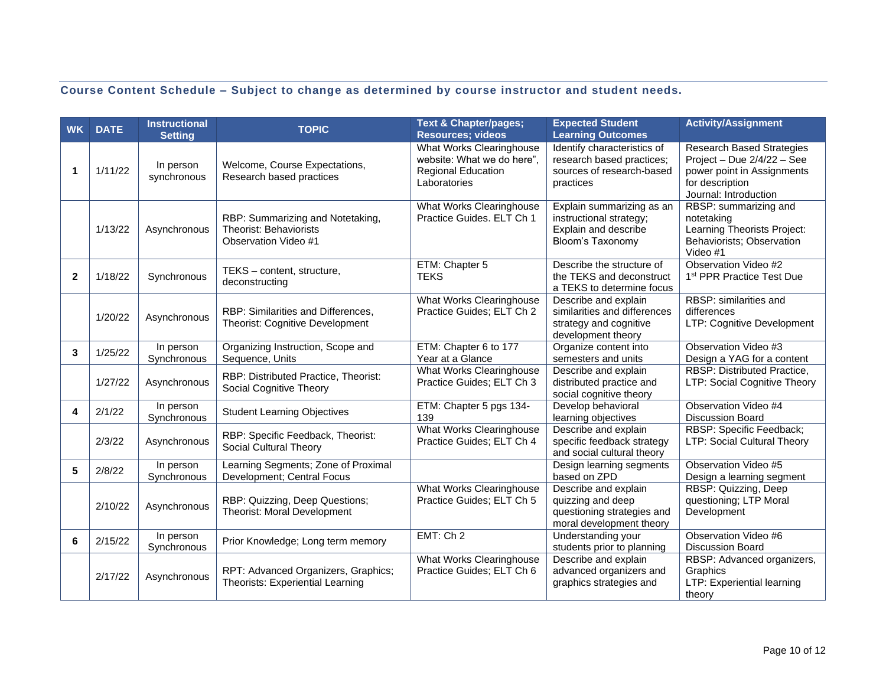**Course Content Schedule – Subject to change as determined by course instructor and student needs.**

| WK | DATE | Instructional Setting | TOPIC | Text & Chapter/pages; Resources; videos | Expected Student Learning Outcomes | Activity/Assignment |
|---|---|---|---|---|---|---|
| 1 | 1/11/22 | In person synchronous | Welcome, Course Expectations, Research based practices | What Works Clearinghouse website: What we do here", Regional Education Laboratories | Identify characteristics of research based practices; sources of research-based practices | Research Based Strategies Project – Due 2/4/22 – See power point in Assignments for description<br>Journal: Introduction |
| | 1/13/22 | Asynchronous | RBP: Summarizing and Notetaking, Theorist: Behaviorists<br>Observation Video #1 | What Works Clearinghouse Practice Guides. ELT Ch 1 | Explain summarizing as an instructional strategy; Explain and describe Bloom's Taxonomy | RBSP: summarizing and notetaking<br>Learning Theorists Project: Behaviorists; Observation Video #1 |
| 2 | 1/18/22 | Synchronous | TEKS – content, structure, deconstructing | ETM: Chapter 5<br>TEKS | Describe the structure of the TEKS and deconstruct a TEKS to determine focus | Observation Video #2<br>1st PPR Practice Test Due |
| | 1/20/22 | Asynchronous | RBP: Similarities and Differences, Theorist: Cognitive Development | What Works Clearinghouse Practice Guides; ELT Ch 2 | Describe and explain similarities and differences strategy and cognitive development theory | RBSP: similarities and differences<br>LTP: Cognitive Development |
| 3 | 1/25/22 | In person Synchronous | Organizing Instruction, Scope and Sequence, Units | ETM: Chapter 6 to 177<br>Year at a Glance | Organize content into semesters and units | Observation Video #3<br>Design a YAG for a content |
| | 1/27/22 | Asynchronous | RBP: Distributed Practice, Theorist: Social Cognitive Theory | What Works Clearinghouse Practice Guides; ELT Ch 3 | Describe and explain distributed practice and social cognitive theory | RBSP: Distributed Practice, LTP: Social Cognitive Theory |
| 4 | 2/1/22 | In person Synchronous | Student Learning Objectives | ETM: Chapter 5 pgs 134-139 | Develop behavioral learning objectives | Observation Video #4<br>Discussion Board |
| | 2/3/22 | Asynchronous | RBP: Specific Feedback, Theorist: Social Cultural Theory | What Works Clearinghouse Practice Guides; ELT Ch 4 | Describe and explain specific feedback strategy and social cultural theory | RBSP: Specific Feedback; LTP: Social Cultural Theory |
| 5 | 2/8/22 | In person Synchronous | Learning Segments; Zone of Proximal Development; Central Focus | | Design learning segments based on ZPD | Observation Video #5<br>Design a learning segment |
| | 2/10/22 | Asynchronous | RBP: Quizzing, Deep Questions; Theorist: Moral Development | What Works Clearinghouse Practice Guides; ELT Ch 5 | Describe and explain quizzing and deep questioning strategies and moral development theory | RBSP: Quizzing, Deep questioning; LTP Moral Development |
| 6 | 2/15/22 | In person Synchronous | Prior Knowledge; Long term memory | EMT: Ch 2 | Understanding your students prior to planning | Observation Video #6<br>Discussion Board |
| | 2/17/22 | Asynchronous | RPT: Advanced Organizers, Graphics; Theorists: Experiential Learning | What Works Clearinghouse Practice Guides; ELT Ch 6 | Describe and explain advanced organizers and graphics strategies and | RBSP: Advanced organizers, Graphics<br>LTP: Experiential learning theory |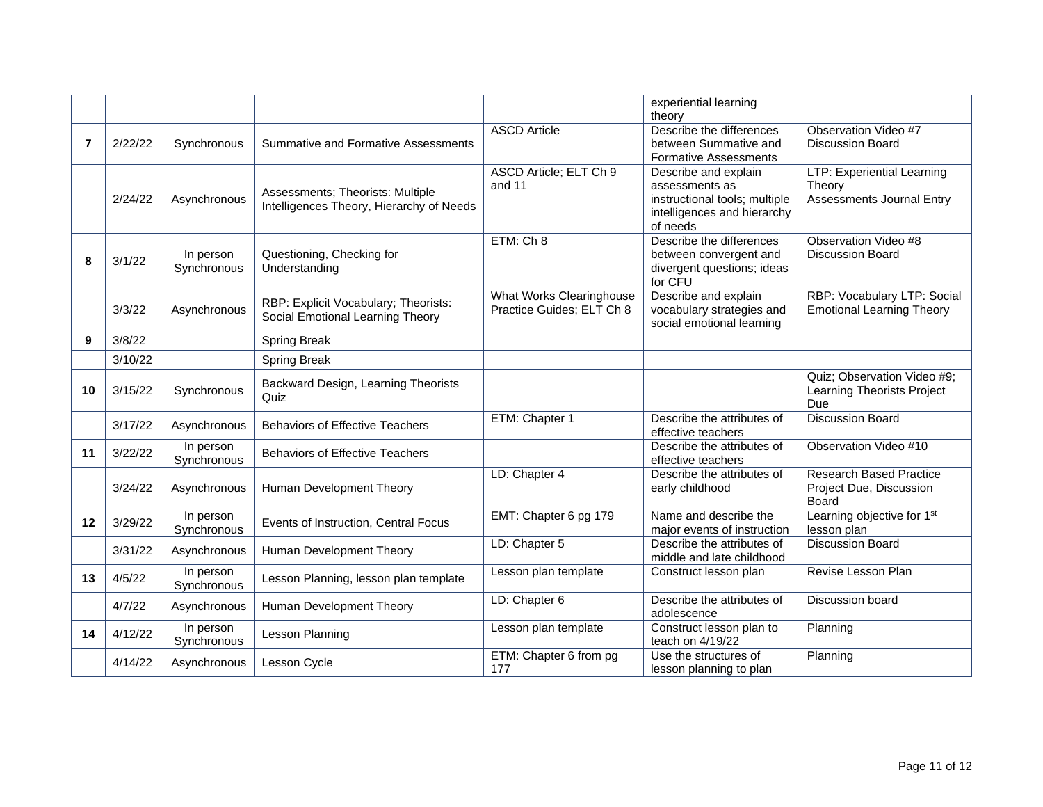| | | | | | | |
|---|---|---|---|---|---|---|
| | | | | | experiential learning theory | |
| **7** | 2/22/22 | Synchronous | Summative and Formative Assessments | ASCD Article | Describe the differences between Summative and Formative Assessments | Observation Video #7 Discussion Board |
| | 2/24/22 | Asynchronous | Assessments; Theorists: Multiple Intelligences Theory, Hierarchy of Needs | ASCD Article; ELT Ch 9 and 11 | Describe and explain assessments as instructional tools; multiple intelligences and hierarchy of needs | LTP: Experiential Learning Theory Assessments Journal Entry |
| **8** | 3/1/22 | In person Synchronous | Questioning, Checking for Understanding | ETM: Ch 8 | Describe the differences between convergent and divergent questions; ideas for CFU | Observation Video #8 Discussion Board |
| | 3/3/22 | Asynchronous | RBP: Explicit Vocabulary; Theorists: Social Emotional Learning Theory | What Works Clearinghouse Practice Guides; ELT Ch 8 | Describe and explain vocabulary strategies and social emotional learning | RBP: Vocabulary LTP: Social Emotional Learning Theory |
| **9** | 3/8/22 | | Spring Break | | | |
| | 3/10/22 | | Spring Break | | | |
| **10** | 3/15/22 | Synchronous | Backward Design, Learning Theorists Quiz | | | Quiz; Observation Video #9; Learning Theorists Project Due |
| | 3/17/22 | Asynchronous | Behaviors of Effective Teachers | ETM: Chapter 1 | Describe the attributes of effective teachers | Discussion Board |
| **11** | 3/22/22 | In person Synchronous | Behaviors of Effective Teachers | | Describe the attributes of effective teachers | Observation Video #10 |
| | 3/24/22 | Asynchronous | Human Development Theory | LD: Chapter 4 | Describe the attributes of early childhood | Research Based Practice Project Due, Discussion Board |
| **12** | 3/29/22 | In person Synchronous | Events of Instruction, Central Focus | EMT: Chapter 6 pg 179 | Name and describe the major events of instruction | Learning objective for 1st lesson plan |
| | 3/31/22 | Asynchronous | Human Development Theory | LD: Chapter 5 | Describe the attributes of middle and late childhood | Discussion Board |
| **13** | 4/5/22 | In person Synchronous | Lesson Planning, lesson plan template | Lesson plan template | Construct lesson plan | Revise Lesson Plan |
| | 4/7/22 | Asynchronous | Human Development Theory | LD: Chapter 6 | Describe the attributes of adolescence | Discussion board |
| **14** | 4/12/22 | In person Synchronous | Lesson Planning | Lesson plan template | Construct lesson plan to teach on 4/19/22 | Planning |
| | 4/14/22 | Asynchronous | Lesson Cycle | ETM: Chapter 6 from pg 177 | Use the structures of lesson planning to plan | Planning |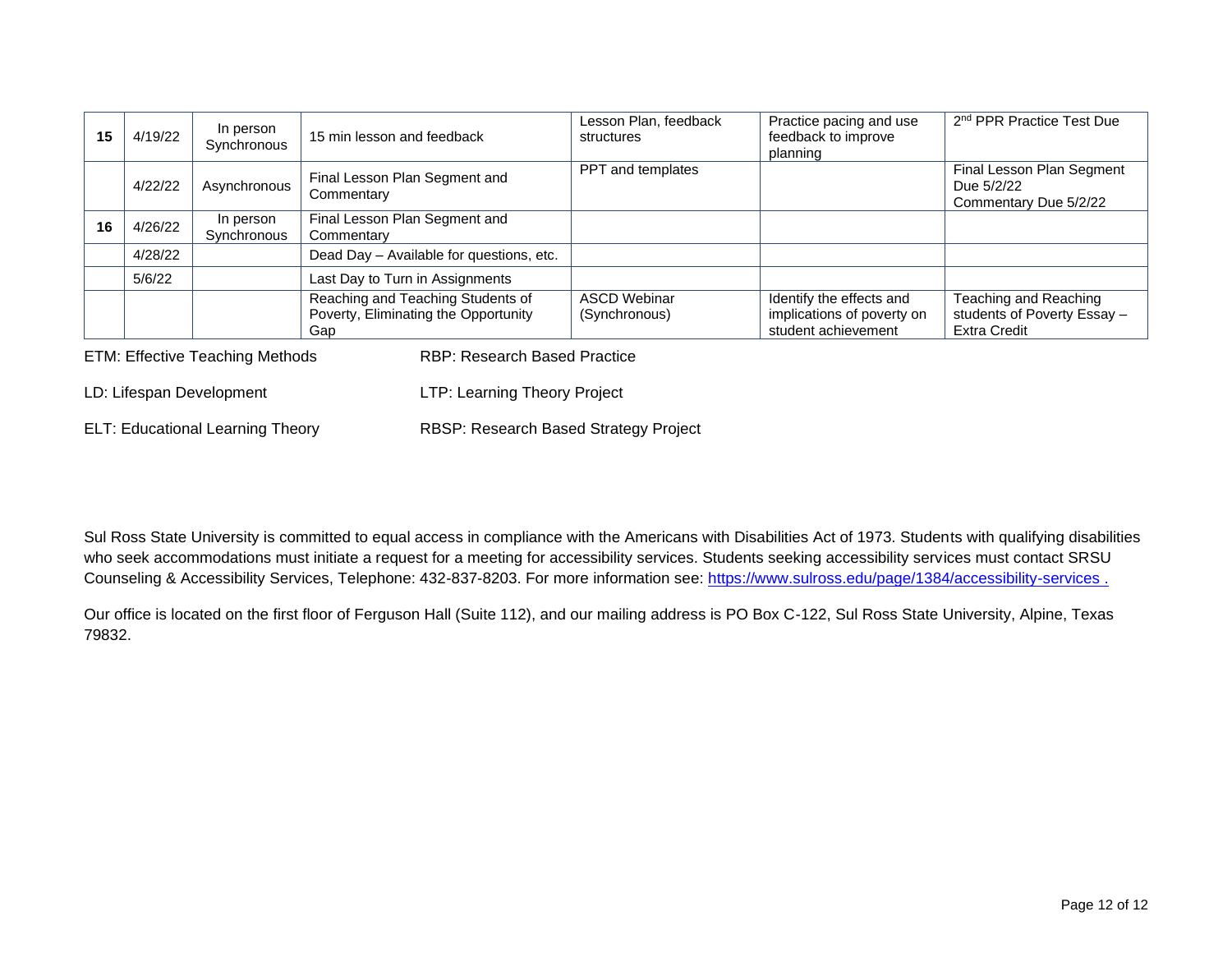| | | | | | | |
|---|---|---|---|---|---|---|
| **15** | 4/19/22 | In person Synchronous | 15 min lesson and feedback | Lesson Plan, feedback structures | Practice pacing and use feedback to improve planning | 2nd PPR Practice Test Due |
| | 4/22/22 | Asynchronous | Final Lesson Plan Segment and Commentary | PPT and templates | | Final Lesson Plan Segment Due 5/2/22 Commentary Due 5/2/22 |
| **16** | 4/26/22 | In person Synchronous | Final Lesson Plan Segment and Commentary | | | |
| | 4/28/22 | | Dead Day – Available for questions, etc. | | | |
| | 5/6/22 | | Last Day to Turn in Assignments | | | |
| | | | Reaching and Teaching Students of Poverty, Eliminating the Opportunity Gap | ASCD Webinar (Synchronous) | Identify the effects and implications of poverty on student achievement | Teaching and Reaching students of Poverty Essay – Extra Credit |

ETM: Effective Teaching Methods

RBP: Research Based Practice

LD: Lifespan Development

LTP: Learning Theory Project

ELT: Educational Learning Theory

RBSP: Research Based Strategy Project

Sul Ross State University is committed to equal access in compliance with the Americans with Disabilities Act of 1973. Students with qualifying disabilities who seek accommodations must initiate a request for a meeting for accessibility services. Students seeking accessibility services must contact SRSU Counseling & Accessibility Services, Telephone: 432-837-8203. For more information see: https://www.sulross.edu/page/1384/accessibility-services .

Our office is located on the first floor of Ferguson Hall (Suite 112), and our mailing address is PO Box C-122, Sul Ross State University, Alpine, Texas 79832.